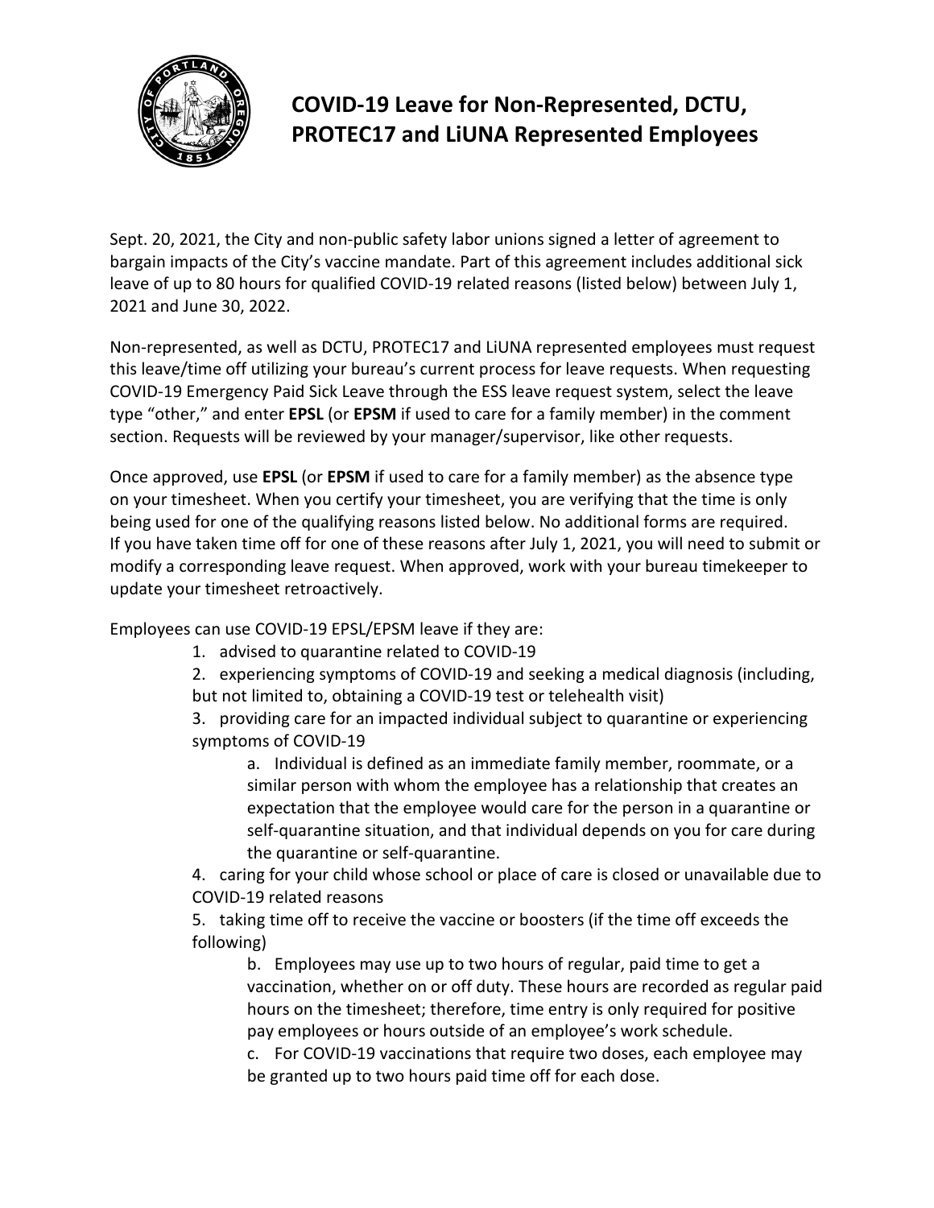# COVID-19 Leave for Non-Represented, DCTU, PROTEC17 and LiUNA Represented Employees

Sept. 20, 2021, the City and non-public safety labor unions signed a letter of agreement to bargain impacts of the City's vaccine mandate. Part of this agreement includes additional sick leave of up to 80 hours for qualified COVID-19 related reasons (listed below) between July 1, 2021 and June 30, 2022.

Non-represented, as well as DCTU, PROTEC17 and LiUNA represented employees must request this leave/time off utilizing your bureau's current process for leave requests. When requesting COVID-19 Emergency Paid Sick Leave through the ESS leave request system, select the leave type "other," and enter **EPSL** (or **EPSM** if used to care for a family member) in the comment section. Requests will be reviewed by your manager/supervisor, like other requests.

Once approved, use **EPSL** (or **EPSM** if used to care for a family member) as the absence type on your timesheet. When you certify your timesheet, you are verifying that the time is only being used for one of the qualifying reasons listed below. No additional forms are required. If you have taken time off for one of these reasons after July 1, 2021, you will need to submit or modify a corresponding leave request. When approved, work with your bureau timekeeper to update your timesheet retroactively.

Employees can use COVID-19 EPSL/EPSM leave if they are:

1. advised to quarantine related to COVID-19
2. experiencing symptoms of COVID-19 and seeking a medical diagnosis (including, but not limited to, obtaining a COVID-19 test or telehealth visit)
3. providing care for an impacted individual subject to quarantine or experiencing symptoms of COVID-19
   a. Individual is defined as an immediate family member, roommate, or a similar person with whom the employee has a relationship that creates an expectation that the employee would care for the person in a quarantine or self-quarantine situation, and that individual depends on you for care during the quarantine or self-quarantine.
4. caring for your child whose school or place of care is closed or unavailable due to COVID-19 related reasons
5. taking time off to receive the vaccine or boosters (if the time off exceeds the following)
   b. Employees may use up to two hours of regular, paid time to get a vaccination, whether on or off duty. These hours are recorded as regular paid hours on the timesheet; therefore, time entry is only required for positive pay employees or hours outside of an employee's work schedule.
   c. For COVID-19 vaccinations that require two doses, each employee may be granted up to two hours paid time off for each dose.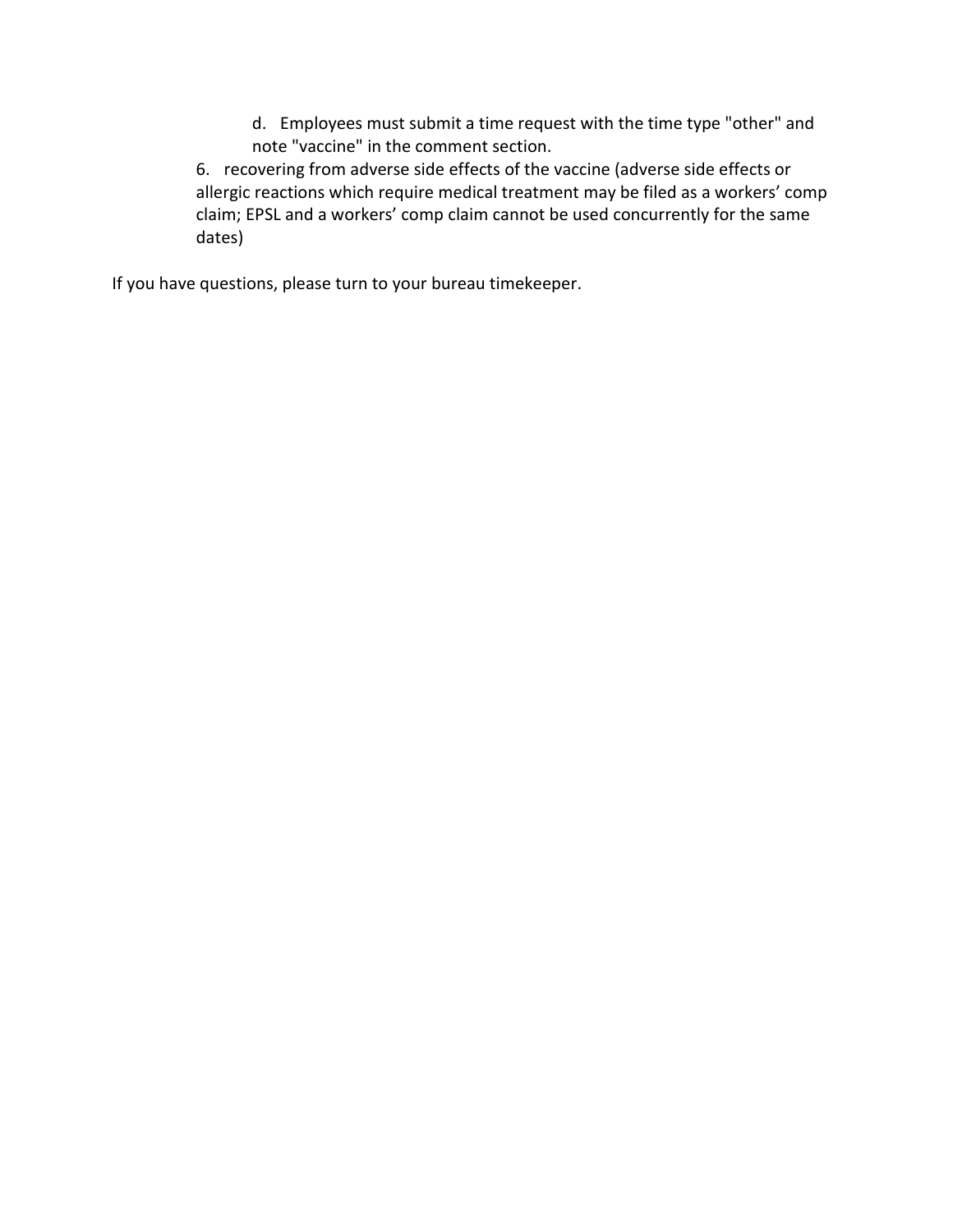d. Employees must submit a time request with the time type "other" and note "vaccine" in the comment section.

6. recovering from adverse side effects of the vaccine (adverse side effects or allergic reactions which require medical treatment may be filed as a workers' comp claim; EPSL and a workers' comp claim cannot be used concurrently for the same dates)

If you have questions, please turn to your bureau timekeeper.